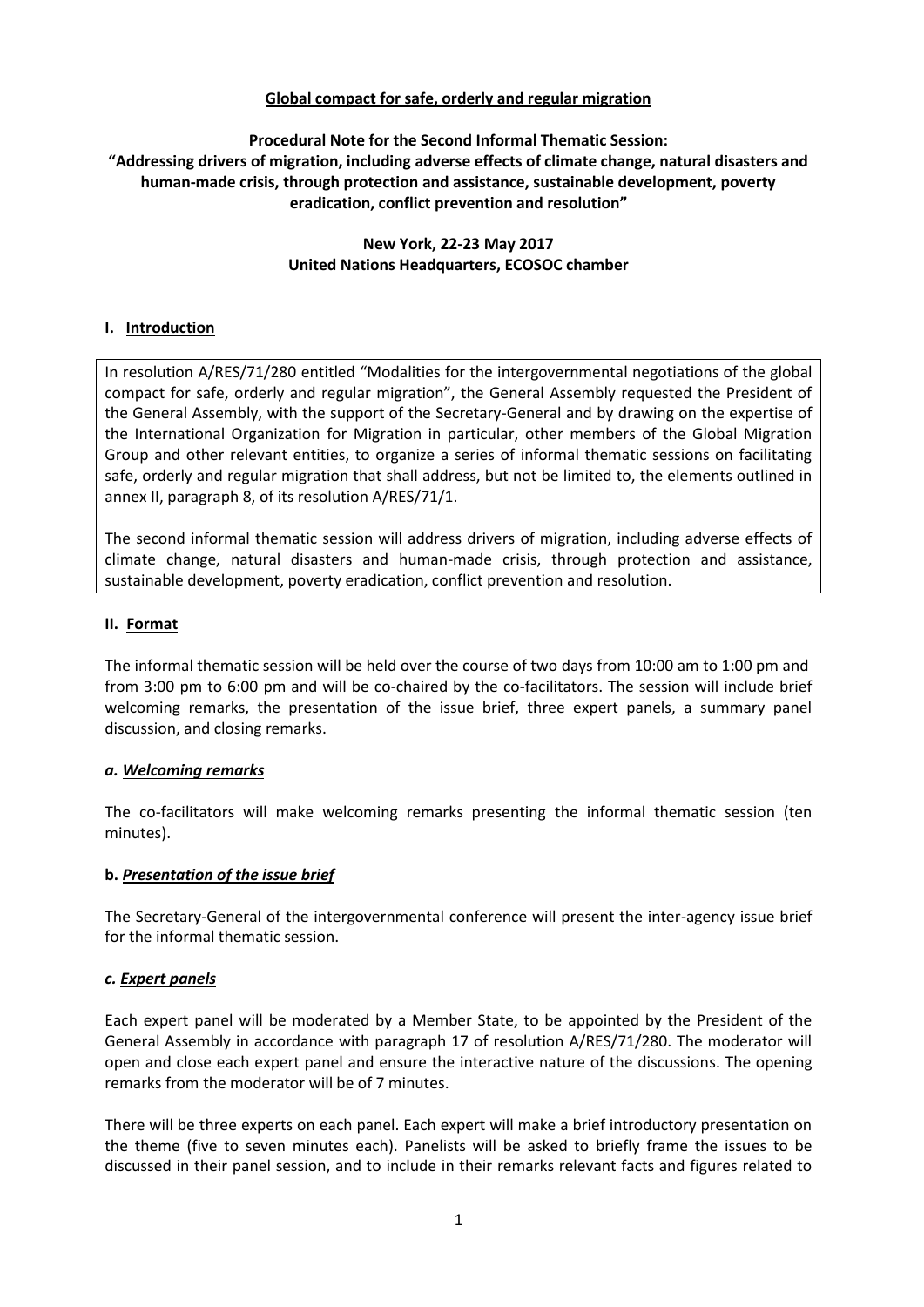**Global compact for safe, orderly and regular migration**

**Procedural Note for the Second Informal Thematic Session:**
**"Addressing drivers of migration, including adverse effects of climate change, natural disasters and human-made crisis, through protection and assistance, sustainable development, poverty eradication, conflict prevention and resolution"**

**New York, 22-23 May 2017**
**United Nations Headquarters, ECOSOC chamber**

## I. Introduction

In resolution A/RES/71/280 entitled "Modalities for the intergovernmental negotiations of the global compact for safe, orderly and regular migration", the General Assembly requested the President of the General Assembly, with the support of the Secretary-General and by drawing on the expertise of the International Organization for Migration in particular, other members of the Global Migration Group and other relevant entities, to organize a series of informal thematic sessions on facilitating safe, orderly and regular migration that shall address, but not be limited to, the elements outlined in annex II, paragraph 8, of its resolution A/RES/71/1.

The second informal thematic session will address drivers of migration, including adverse effects of climate change, natural disasters and human-made crisis, through protection and assistance, sustainable development, poverty eradication, conflict prevention and resolution.

## II. Format

The informal thematic session will be held over the course of two days from 10:00 am to 1:00 pm and from 3:00 pm to 6:00 pm and will be co-chaired by the co-facilitators. The session will include brief welcoming remarks, the presentation of the issue brief, three expert panels, a summary panel discussion, and closing remarks.

### *a. Welcoming remarks*

The co-facilitators will make welcoming remarks presenting the informal thematic session (ten minutes).

### b. *Presentation of the issue brief*

The Secretary-General of the intergovernmental conference will present the inter-agency issue brief for the informal thematic session.

### *c. Expert panels*

Each expert panel will be moderated by a Member State, to be appointed by the President of the General Assembly in accordance with paragraph 17 of resolution A/RES/71/280. The moderator will open and close each expert panel and ensure the interactive nature of the discussions. The opening remarks from the moderator will be of 7 minutes.

There will be three experts on each panel. Each expert will make a brief introductory presentation on the theme (five to seven minutes each). Panelists will be asked to briefly frame the issues to be discussed in their panel session, and to include in their remarks relevant facts and figures related to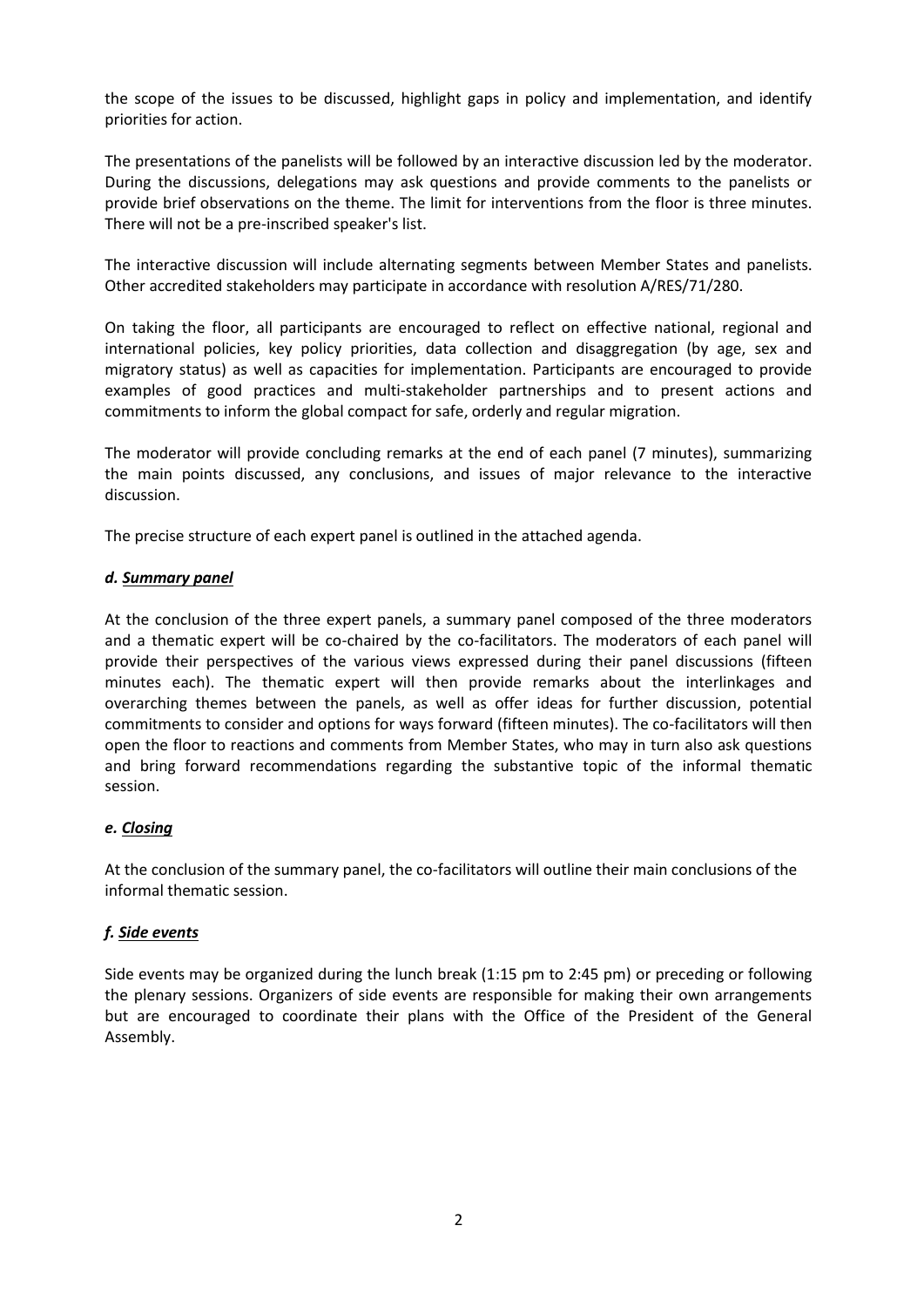the scope of the issues to be discussed, highlight gaps in policy and implementation, and identify priorities for action.

The presentations of the panelists will be followed by an interactive discussion led by the moderator. During the discussions, delegations may ask questions and provide comments to the panelists or provide brief observations on the theme. The limit for interventions from the floor is three minutes. There will not be a pre-inscribed speaker's list.

The interactive discussion will include alternating segments between Member States and panelists. Other accredited stakeholders may participate in accordance with resolution A/RES/71/280.

On taking the floor, all participants are encouraged to reflect on effective national, regional and international policies, key policy priorities, data collection and disaggregation (by age, sex and migratory status) as well as capacities for implementation. Participants are encouraged to provide examples of good practices and multi-stakeholder partnerships and to present actions and commitments to inform the global compact for safe, orderly and regular migration.

The moderator will provide concluding remarks at the end of each panel (7 minutes), summarizing the main points discussed, any conclusions, and issues of major relevance to the interactive discussion.

The precise structure of each expert panel is outlined in the attached agenda.

### *d. Summary panel*

At the conclusion of the three expert panels, a summary panel composed of the three moderators and a thematic expert will be co-chaired by the co-facilitators. The moderators of each panel will provide their perspectives of the various views expressed during their panel discussions (fifteen minutes each). The thematic expert will then provide remarks about the interlinkages and overarching themes between the panels, as well as offer ideas for further discussion, potential commitments to consider and options for ways forward (fifteen minutes). The co-facilitators will then open the floor to reactions and comments from Member States, who may in turn also ask questions and bring forward recommendations regarding the substantive topic of the informal thematic session.

### *e. Closing*

At the conclusion of the summary panel, the co-facilitators will outline their main conclusions of the informal thematic session.

### *f. Side events*

Side events may be organized during the lunch break (1:15 pm to 2:45 pm) or preceding or following the plenary sessions. Organizers of side events are responsible for making their own arrangements but are encouraged to coordinate their plans with the Office of the President of the General Assembly.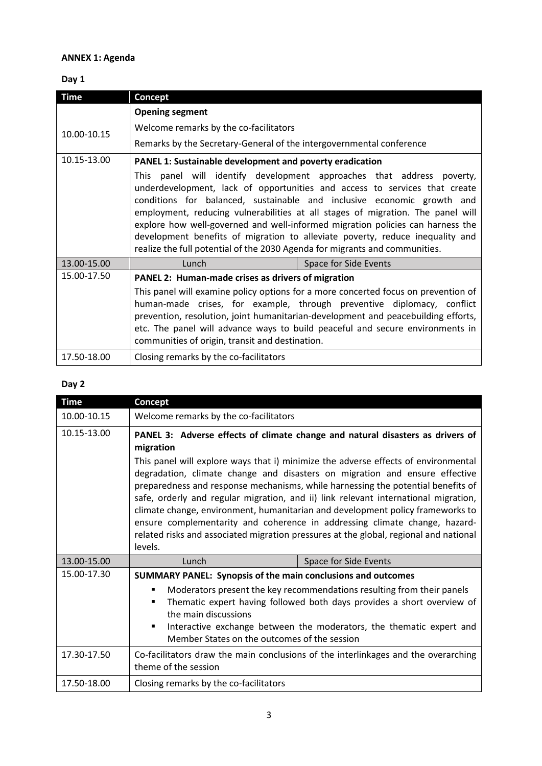**ANNEX 1: Agenda**

**Day 1**

| Time | Concept | |
|---|---|---|
| 10.00-10.15 | **Opening segment**<br>Welcome remarks by the co-facilitators<br>Remarks by the Secretary-General of the intergovernmental conference | |
| 10.15-13.00 | **PANEL 1: Sustainable development and poverty eradication**<br>This panel will identify development approaches that address poverty, underdevelopment, lack of opportunities and access to services that create conditions for balanced, sustainable and inclusive economic growth and employment, reducing vulnerabilities at all stages of migration. The panel will explore how well-governed and well-informed migration policies can harness the development benefits of migration to alleviate poverty, reduce inequality and realize the full potential of the 2030 Agenda for migrants and communities. | |
| 13.00-15.00 | Lunch | Space for Side Events |
| 15.00-17.50 | **PANEL 2: Human-made crises as drivers of migration**<br>This panel will examine policy options for a more concerted focus on prevention of human-made crises, for example, through preventive diplomacy, conflict prevention, resolution, joint humanitarian-development and peacebuilding efforts, etc. The panel will advance ways to build peaceful and secure environments in communities of origin, transit and destination. | |
| 17.50-18.00 | Closing remarks by the co-facilitators | |

**Day 2**

| Time | Concept | |
|---|---|---|
| 10.00-10.15 | Welcome remarks by the co-facilitators | |
| 10.15-13.00 | **PANEL 3: Adverse effects of climate change and natural disasters as drivers of migration**<br>This panel will explore ways that i) minimize the adverse effects of environmental degradation, climate change and disasters on migration and ensure effective preparedness and response mechanisms, while harnessing the potential benefits of safe, orderly and regular migration, and ii) link relevant international migration, climate change, environment, humanitarian and development policy frameworks to ensure complementarity and coherence in addressing climate change, hazard-related risks and associated migration pressures at the global, regional and national levels. | |
| 13.00-15.00 | Lunch | Space for Side Events |
| 15.00-17.30 | **SUMMARY PANEL: Synopsis of the main conclusions and outcomes**<br>▪ Moderators present the key recommendations resulting from their panels<br>▪ Thematic expert having followed both days provides a short overview of the main discussions<br>▪ Interactive exchange between the moderators, the thematic expert and Member States on the outcomes of the session | |
| 17.30-17.50 | Co-facilitators draw the main conclusions of the interlinkages and the overarching theme of the session | |
| 17.50-18.00 | Closing remarks by the co-facilitators | |